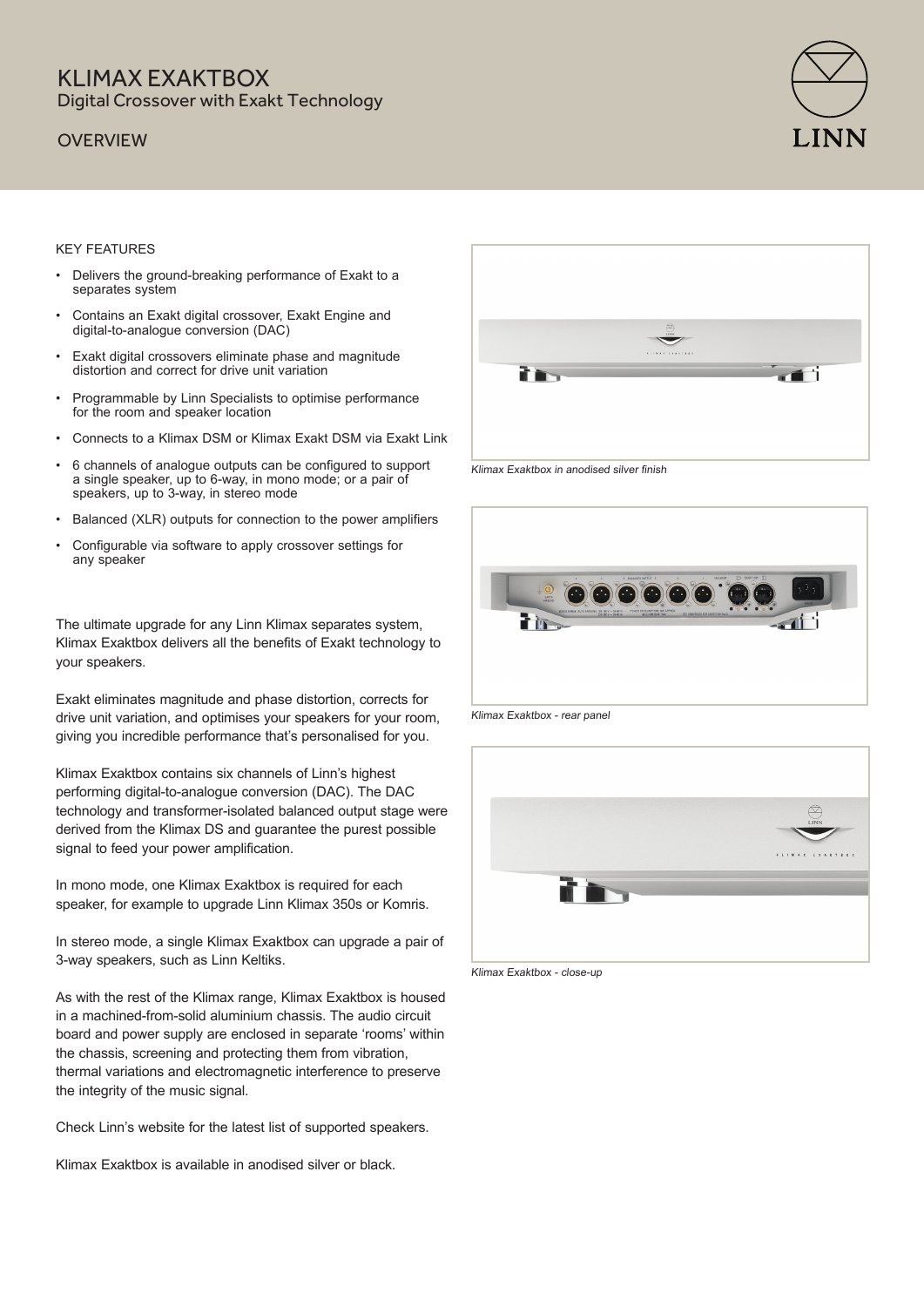# KLIMAX EXAKTBOX

## Digital Crossover with Exakt Technology

### OVERVIEW

KEY FEATURES

- Delivers the ground-breaking performance of Exakt to a separates system
- Contains an Exakt digital crossover, Exakt Engine and digital-to-analogue conversion (DAC)
- Exakt digital crossovers eliminate phase and magnitude distortion and correct for drive unit variation
- Programmable by Linn Specialists to optimise performance for the room and speaker location
- Connects to a Klimax DSM or Klimax Exakt DSM via Exakt Link
- 6 channels of analogue outputs can be configured to support a single speaker, up to 6-way, in mono mode; or a pair of speakers, up to 3-way, in stereo mode
- Balanced (XLR) outputs for connection to the power amplifiers
- Configurable via software to apply crossover settings for any speaker

The ultimate upgrade for any Linn Klimax separates system, Klimax Exaktbox delivers all the benefits of Exakt technology to your speakers.

Exakt eliminates magnitude and phase distortion, corrects for drive unit variation, and optimises your speakers for your room, giving you incredible performance that's personalised for you.

Klimax Exaktbox contains six channels of Linn's highest performing digital-to-analogue conversion (DAC). The DAC technology and transformer-isolated balanced output stage were derived from the Klimax DS and guarantee the purest possible signal to feed your power amplification.

In mono mode, one Klimax Exaktbox is required for each speaker, for example to upgrade Linn Klimax 350s or Komris.

In stereo mode, a single Klimax Exaktbox can upgrade a pair of 3-way speakers, such as Linn Keltiks.

As with the rest of the Klimax range, Klimax Exaktbox is housed in a machined-from-solid aluminium chassis. The audio circuit board and power supply are enclosed in separate 'rooms' within the chassis, screening and protecting them from vibration, thermal variations and electromagnetic interference to preserve the integrity of the music signal.

Check Linn's website for the latest list of supported speakers.

Klimax Exaktbox is available in anodised silver or black.

*Klimax Exaktbox in anodised silver finish*

*Klimax Exaktbox - rear panel*

*Klimax Exaktbox - close-up*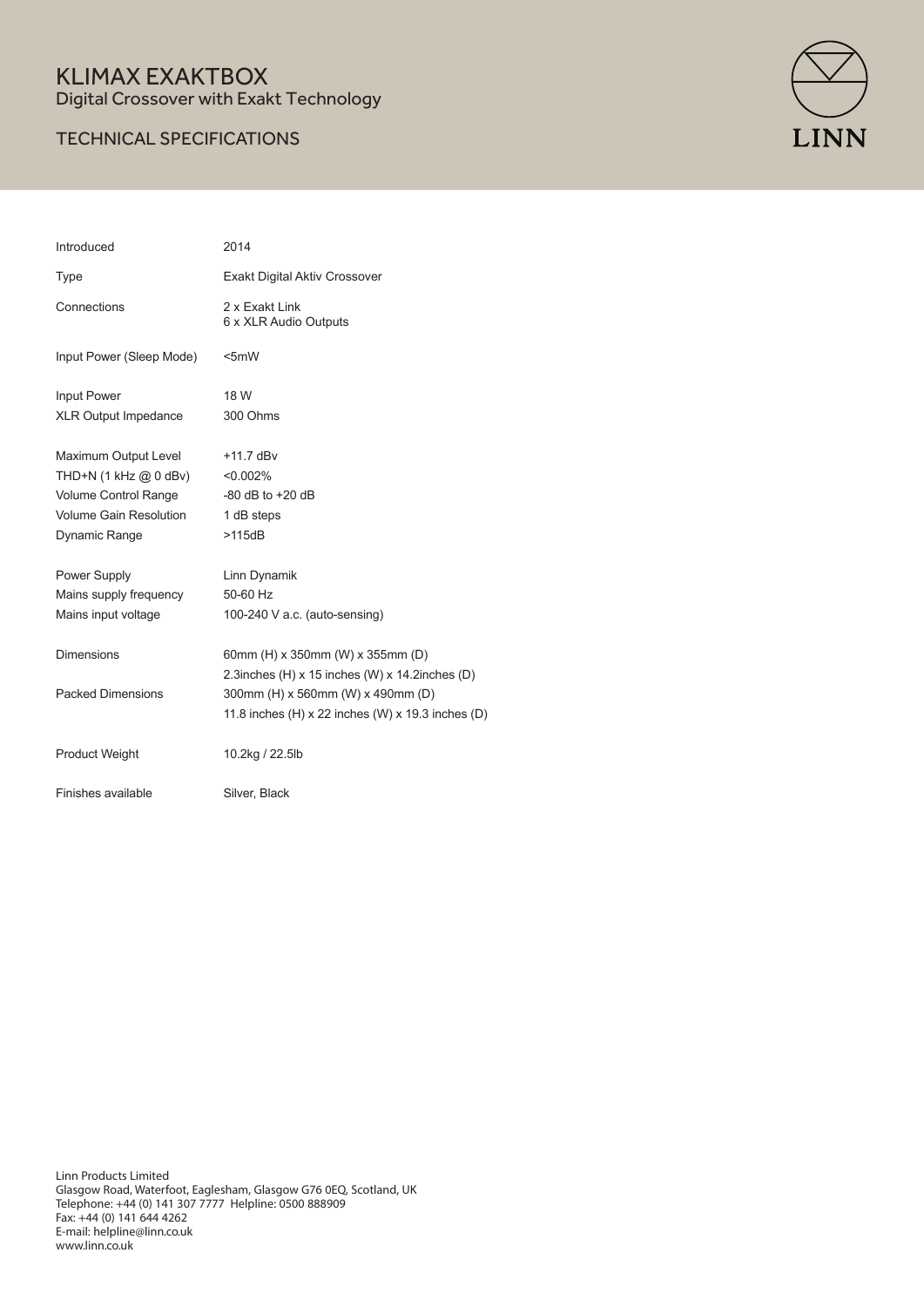# KLIMAX EXAKTBOX

Digital Crossover with Exakt Technology

## TECHNICAL SPECIFICATIONS

LINN

| | |
|---|---|
| Introduced | 2014 |
| Type | Exakt Digital Aktiv Crossover |
| Connections | 2 x Exakt Link<br>6 x XLR Audio Outputs |
| Input Power (Sleep Mode) | <5mW |
| Input Power | 18 W |
| XLR Output Impedance | 300 Ohms |
| Maximum Output Level | +11.7 dBv |
| THD+N (1 kHz @ 0 dBv) | <0.002% |
| Volume Control Range | -80 dB to +20 dB |
| Volume Gain Resolution | 1 dB steps |
| Dynamic Range | >115dB |
| Power Supply | Linn Dynamik |
| Mains supply frequency | 50-60 Hz |
| Mains input voltage | 100-240 V a.c. (auto-sensing) |
| Dimensions | 60mm (H) x 350mm (W) x 355mm (D)<br>2.3inches (H) x 15 inches (W) x 14.2inches (D) |
| Packed Dimensions | 300mm (H) x 560mm (W) x 490mm (D)<br>11.8 inches (H) x 22 inches (W) x 19.3 inches (D) |
| Product Weight | 10.2kg / 22.5lb |
| Finishes available | Silver, Black |

Linn Products Limited
Glasgow Road, Waterfoot, Eaglesham, Glasgow G76 0EQ, Scotland, UK
Telephone: +44 (0) 141 307 7777 Helpline: 0500 888909
Fax: +44 (0) 141 644 4262
E-mail: helpline@linn.co.uk
www.linn.co.uk